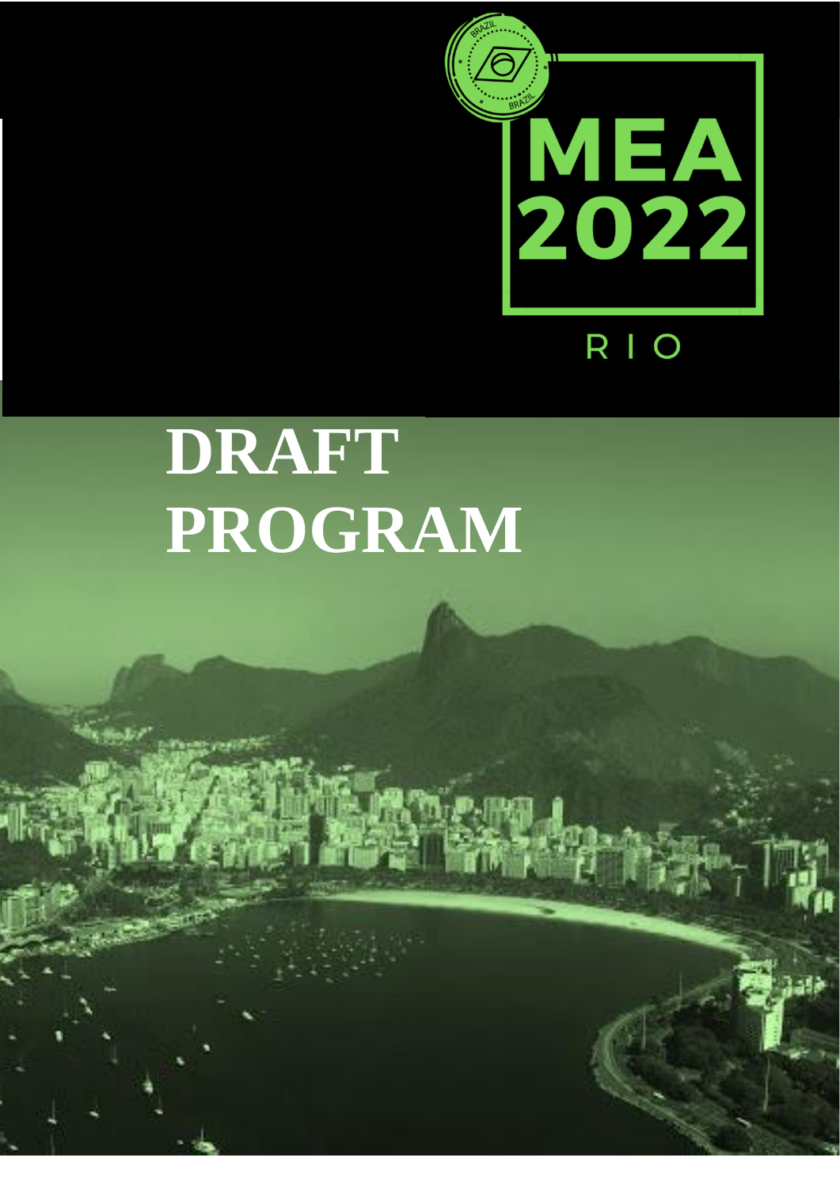MEA 2022

RIO

# DRAFT PROGRAM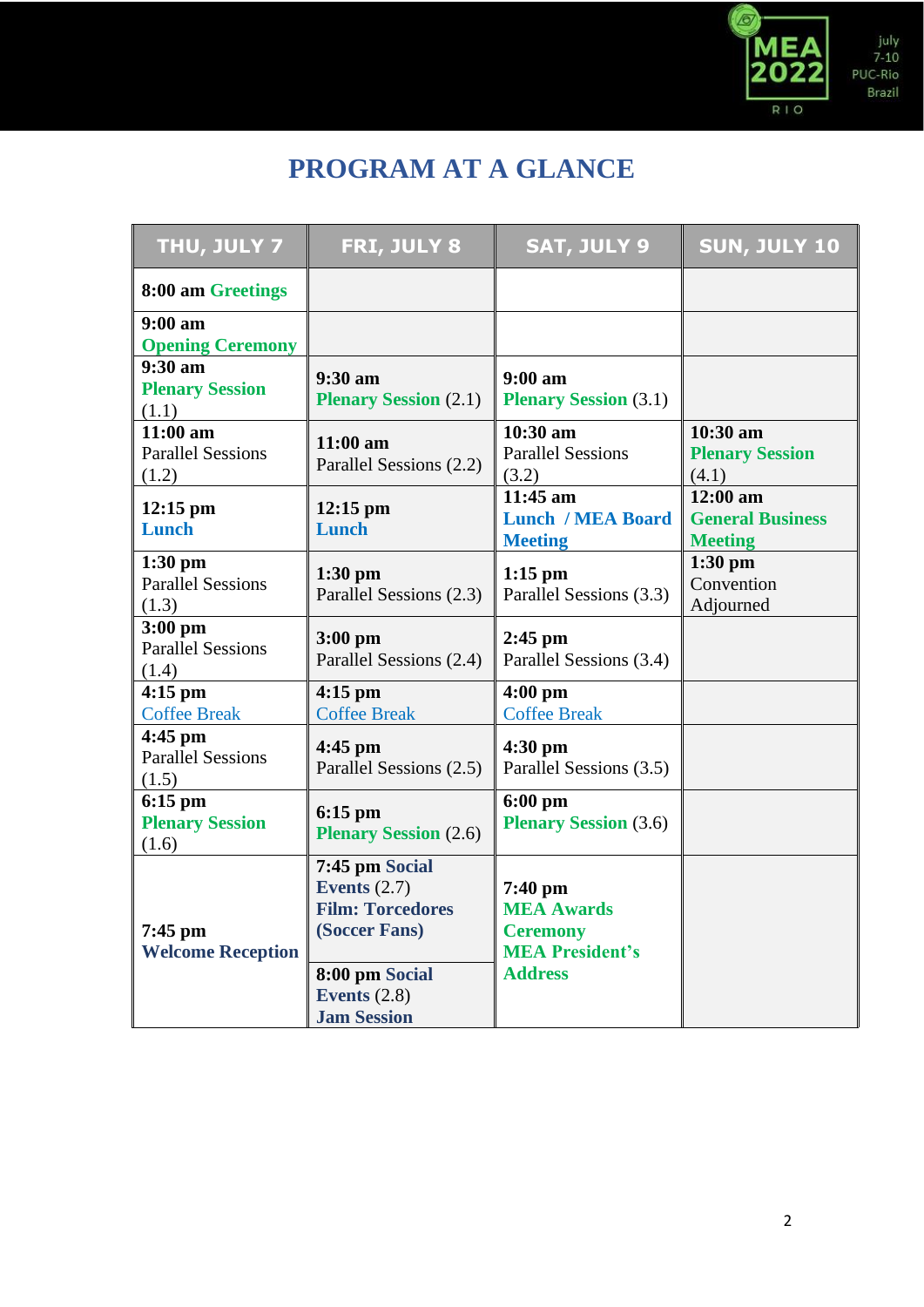# PROGRAM AT A GLANCE

| THU, JULY 7 | FRI, JULY 8 | SAT, JULY 9 | SUN, JULY 10 |
|---|---|---|---|
| **8:00 am** **Greetings** | | | |
| **9:00 am** **Opening Ceremony** | | | |
| **9:30 am** **Plenary Session** (1.1) | **9:30 am** **Plenary Session** (2.1) | **9:00 am** **Plenary Session** (3.1) | |
| **11:00 am** Parallel Sessions (1.2) | **11:00 am** Parallel Sessions (2.2) | **10:30 am** Parallel Sessions (3.2) | **10:30 am** **Plenary Session** (4.1) |
| **12:15 pm** **Lunch** | **12:15 pm** **Lunch** | **11:45 am** **Lunch / MEA Board Meeting** | **12:00 am** **General Business Meeting** |
| **1:30 pm** Parallel Sessions (1.3) | **1:30 pm** Parallel Sessions (2.3) | **1:15 pm** Parallel Sessions (3.3) | **1:30 pm** Convention Adjourned |
| **3:00 pm** Parallel Sessions (1.4) | **3:00 pm** Parallel Sessions (2.4) | **2:45 pm** Parallel Sessions (3.4) | |
| **4:15 pm** Coffee Break | **4:15 pm** Coffee Break | **4:00 pm** Coffee Break | |
| **4:45 pm** Parallel Sessions (1.5) | **4:45 pm** Parallel Sessions (2.5) | **4:30 pm** Parallel Sessions (3.5) | |
| **6:15 pm** **Plenary Session** (1.6) | **6:15 pm** **Plenary Session** (2.6) | **6:00 pm** **Plenary Session** (3.6) | |
| **7:45 pm** **Welcome Reception** | **7:45 pm Social Events** (2.7) **Film: Torcedores (Soccer Fans)**<br>**8:00 pm Social Events** (2.8) **Jam Session** | **7:40 pm** **MEA Awards Ceremony** **MEA President's Address** | |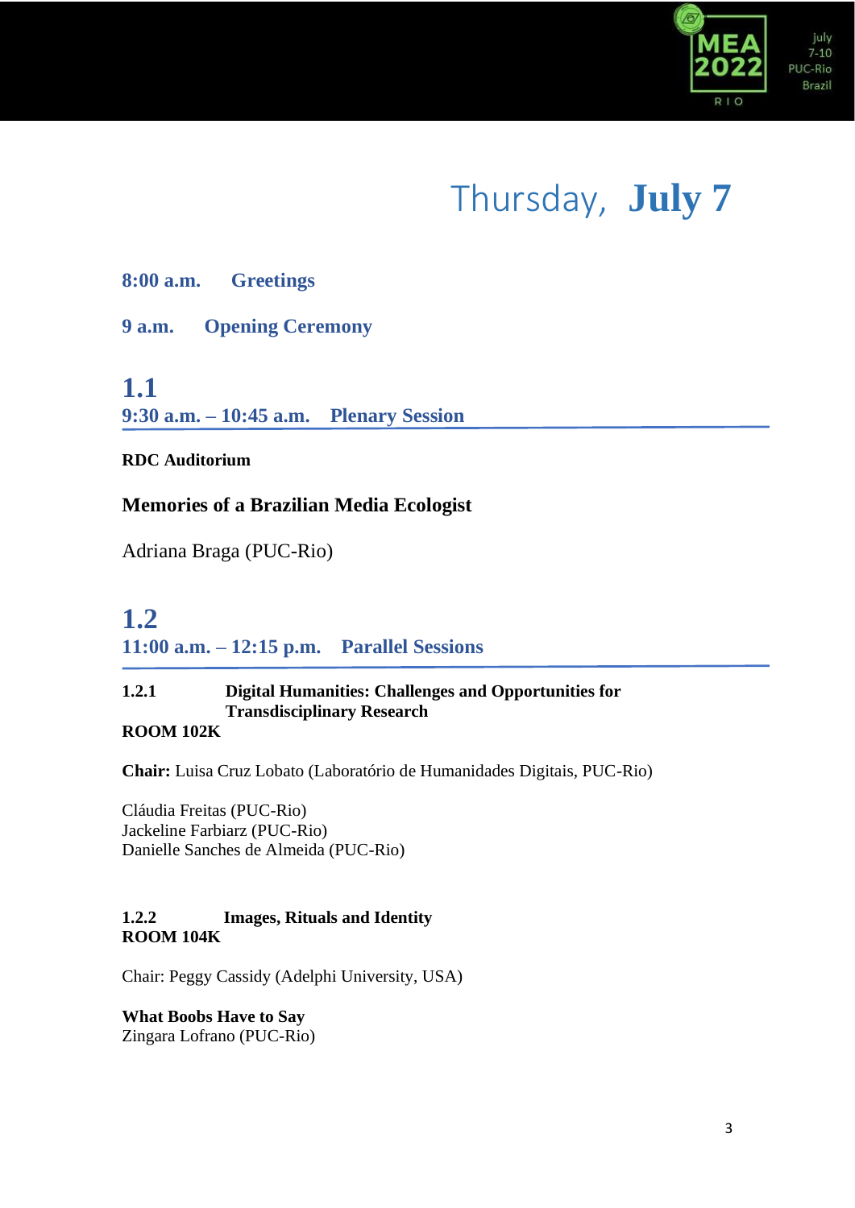# Thursday, **July 7**

**8:00 a.m. Greetings**

**9 a.m. Opening Ceremony**

## 1.1
## 9:30 a.m. – 10:45 a.m. Plenary Session

**RDC Auditorium**

**Memories of a Brazilian Media Ecologist**

Adriana Braga (PUC-Rio)

## 1.2
## 11:00 a.m. – 12:15 p.m. Parallel Sessions

**1.2.1 Digital Humanities: Challenges and Opportunities for Transdisciplinary Research**
**ROOM 102K**

**Chair:** Luisa Cruz Lobato (Laboratório de Humanidades Digitais, PUC-Rio)

Cláudia Freitas (PUC-Rio)
Jackeline Farbiarz (PUC-Rio)
Danielle Sanches de Almeida (PUC-Rio)

**1.2.2 Images, Rituals and Identity**
**ROOM 104K**

Chair: Peggy Cassidy (Adelphi University, USA)

**What Boobs Have to Say**
Zingara Lofrano (PUC-Rio)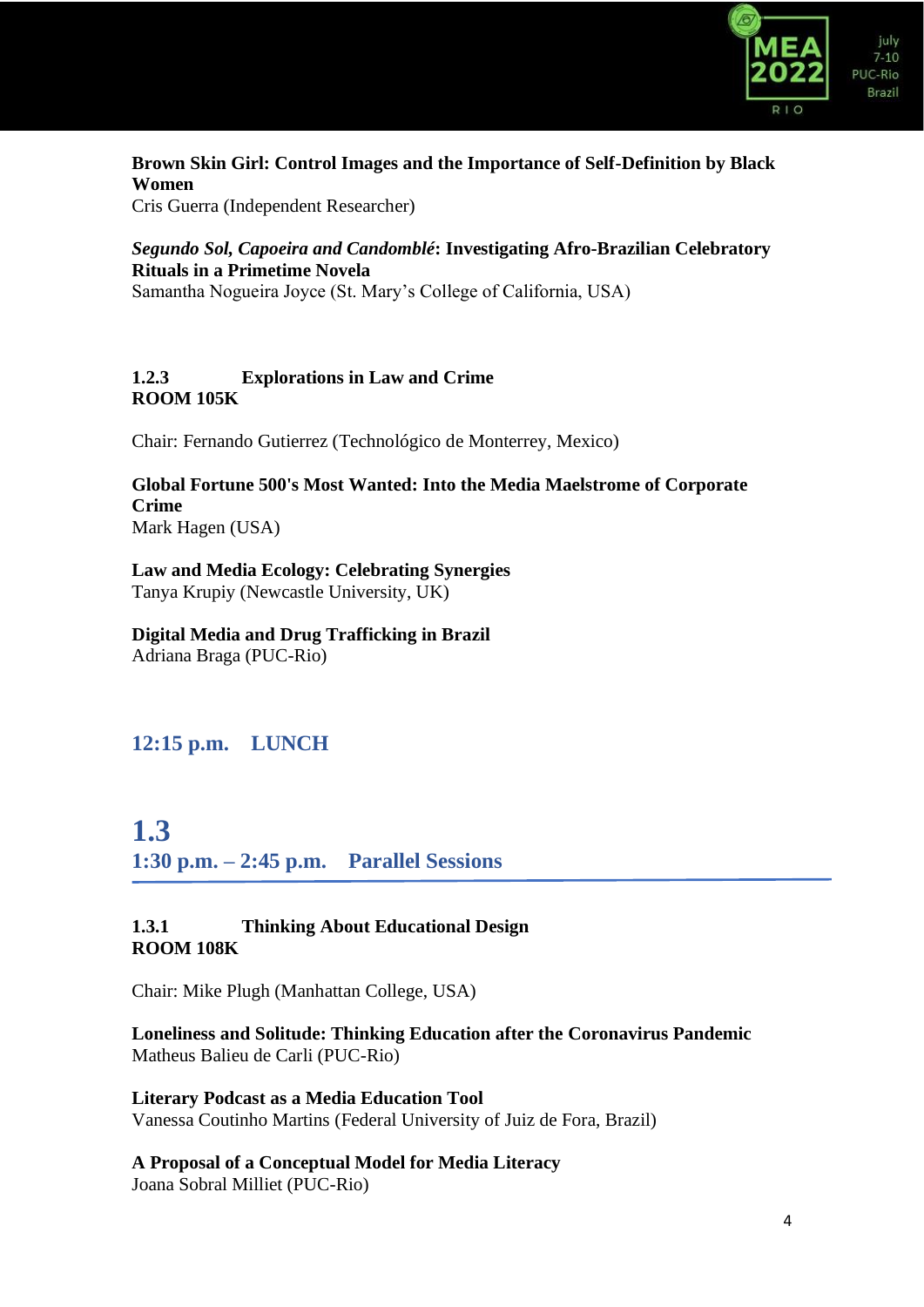**Brown Skin Girl: Control Images and the Importance of Self-Definition by Black Women**
Cris Guerra (Independent Researcher)

***Segundo Sol, Capoeira and Candomblé*: Investigating Afro-Brazilian Celebratory Rituals in a Primetime Novela**
Samantha Nogueira Joyce (St. Mary's College of California, USA)

### 1.2.3 Explorations in Law and Crime
**ROOM 105K**

Chair: Fernando Gutierrez (Technológico de Monterrey, Mexico)

**Global Fortune 500's Most Wanted: Into the Media Maelstrome of Corporate Crime**
Mark Hagen (USA)

**Law and Media Ecology: Celebrating Synergies**
Tanya Krupiy (Newcastle University, UK)

**Digital Media and Drug Trafficking in Brazil**
Adriana Braga (PUC-Rio)

## 12:15 p.m. LUNCH

# 1.3
## 1:30 p.m. – 2:45 p.m. Parallel Sessions

### 1.3.1 Thinking About Educational Design
**ROOM 108K**

Chair: Mike Plugh (Manhattan College, USA)

**Loneliness and Solitude: Thinking Education after the Coronavirus Pandemic**
Matheus Balieu de Carli (PUC-Rio)

**Literary Podcast as a Media Education Tool**
Vanessa Coutinho Martins (Federal University of Juiz de Fora, Brazil)

**A Proposal of a Conceptual Model for Media Literacy**
Joana Sobral Milliet (PUC-Rio)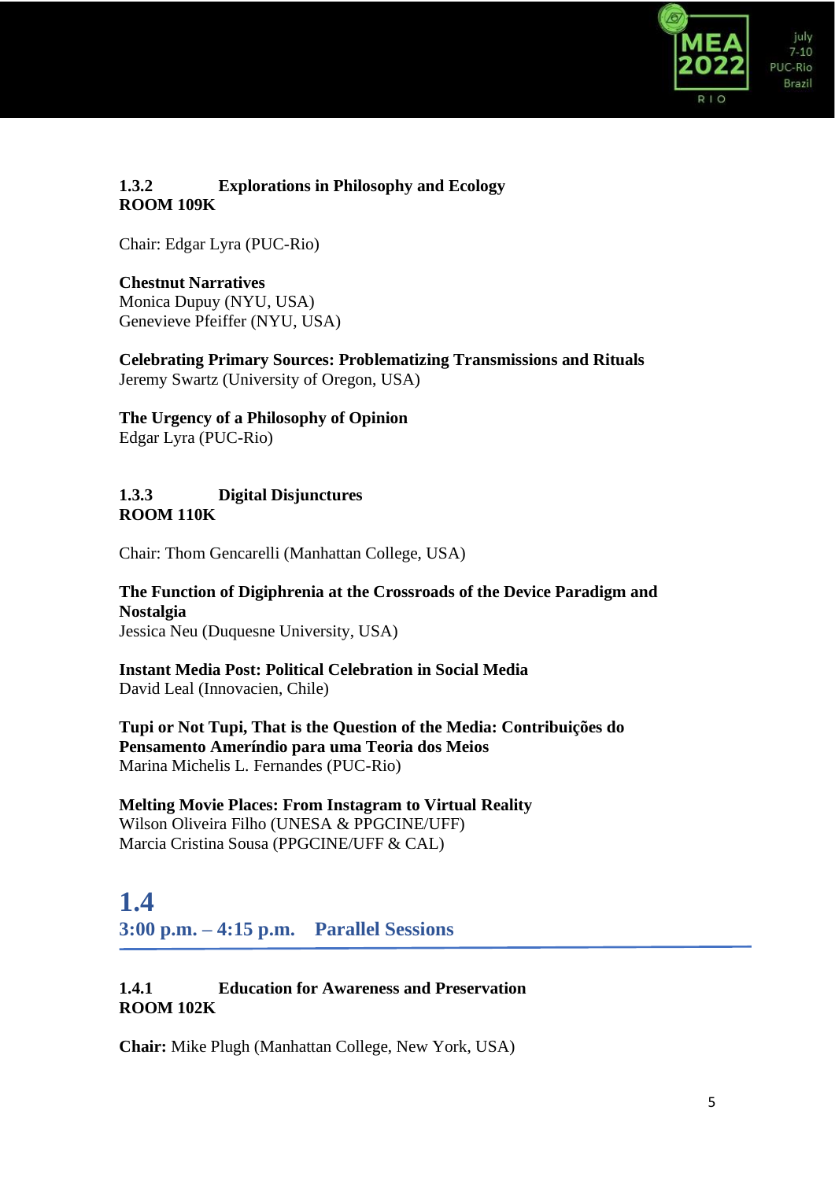**1.3.2 Explorations in Philosophy and Ecology**
**ROOM 109K**

Chair: Edgar Lyra (PUC-Rio)

**Chestnut Narratives**
Monica Dupuy (NYU, USA)
Genevieve Pfeiffer (NYU, USA)

**Celebrating Primary Sources: Problematizing Transmissions and Rituals**
Jeremy Swartz (University of Oregon, USA)

**The Urgency of a Philosophy of Opinion**
Edgar Lyra (PUC-Rio)

**1.3.3 Digital Disjunctures**
**ROOM 110K**

Chair: Thom Gencarelli (Manhattan College, USA)

**The Function of Digiphrenia at the Crossroads of the Device Paradigm and Nostalgia**
Jessica Neu (Duquesne University, USA)

**Instant Media Post: Political Celebration in Social Media**
David Leal (Innovacien, Chile)

**Tupi or Not Tupi, That is the Question of the Media: Contribuições do Pensamento Ameríndio para uma Teoria dos Meios**
Marina Michelis L. Fernandes (PUC-Rio)

**Melting Movie Places: From Instagram to Virtual Reality**
Wilson Oliveira Filho (UNESA & PPGCINE/UFF)
Marcia Cristina Sousa (PPGCINE/UFF & CAL)

## 1.4
## 3:00 p.m. – 4:15 p.m. Parallel Sessions

**1.4.1 Education for Awareness and Preservation**
**ROOM 102K**

**Chair:** Mike Plugh (Manhattan College, New York, USA)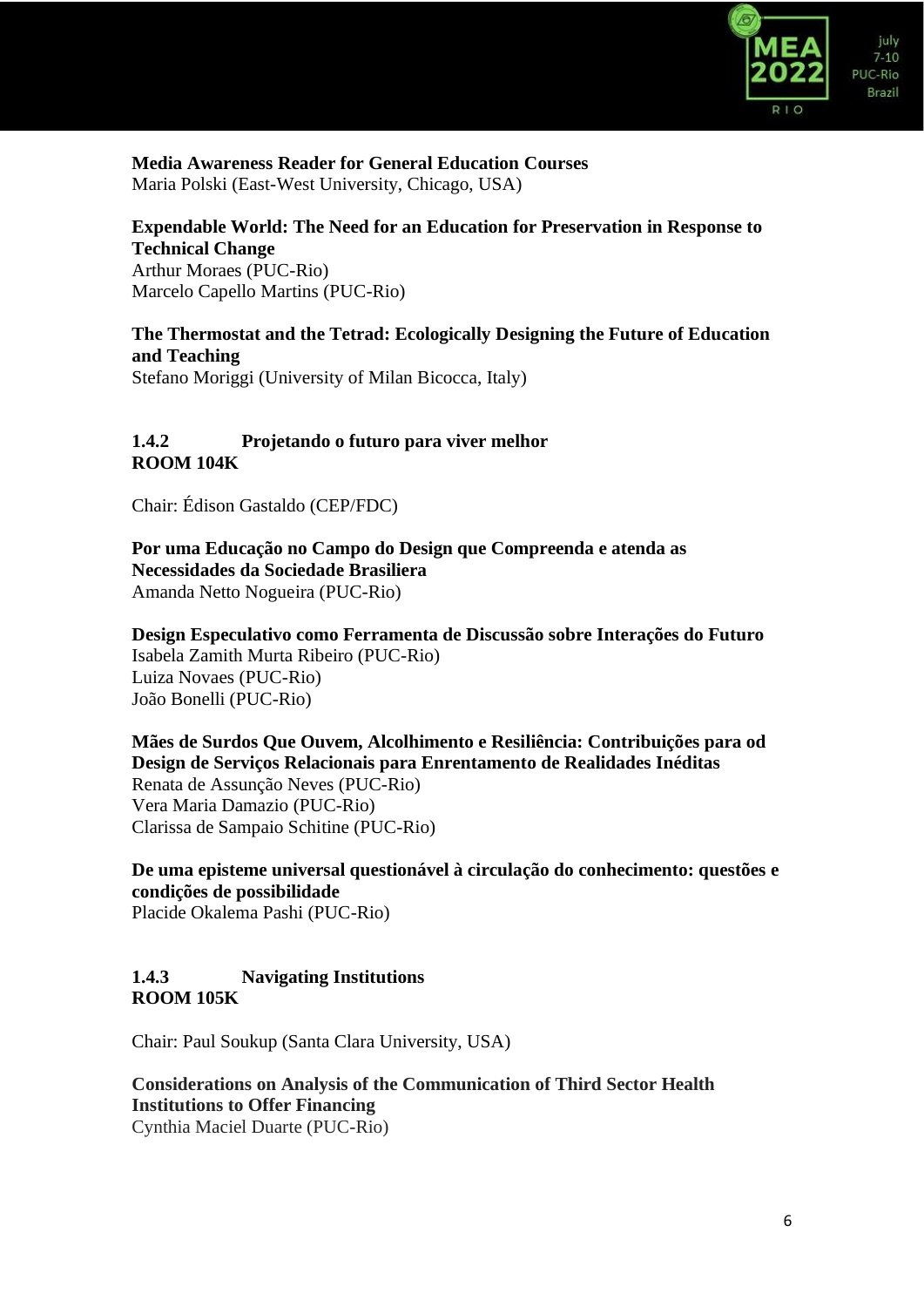**Media Awareness Reader for General Education Courses**
Maria Polski (East-West University, Chicago, USA)

**Expendable World: The Need for an Education for Preservation in Response to Technical Change**
Arthur Moraes (PUC-Rio)
Marcelo Capello Martins (PUC-Rio)

**The Thermostat and the Tetrad: Ecologically Designing the Future of Education and Teaching**
Stefano Moriggi (University of Milan Bicocca, Italy)

### 1.4.2 Projetando o futuro para viver melhor
**ROOM 104K**

Chair: Édison Gastaldo (CEP/FDC)

**Por uma Educação no Campo do Design que Compreenda e atenda as Necessidades da Sociedade Brasiliera**
Amanda Netto Nogueira (PUC-Rio)

**Design Especulativo como Ferramenta de Discussão sobre Interações do Futuro**
Isabela Zamith Murta Ribeiro (PUC-Rio)
Luiza Novaes (PUC-Rio)
João Bonelli (PUC-Rio)

**Mães de Surdos Que Ouvem, Alcolhimento e Resiliência: Contribuições para od Design de Serviços Relacionais para Enrentamento de Realidades Inéditas**
Renata de Assunção Neves (PUC-Rio)
Vera Maria Damazio (PUC-Rio)
Clarissa de Sampaio Schitine (PUC-Rio)

**De uma episteme universal questionável à circulação do conhecimento: questões e condições de possibilidade**
Placide Okalema Pashi (PUC-Rio)

### 1.4.3 Navigating Institutions
**ROOM 105K**

Chair: Paul Soukup (Santa Clara University, USA)

**Considerations on Analysis of the Communication of Third Sector Health Institutions to Offer Financing**
Cynthia Maciel Duarte (PUC-Rio)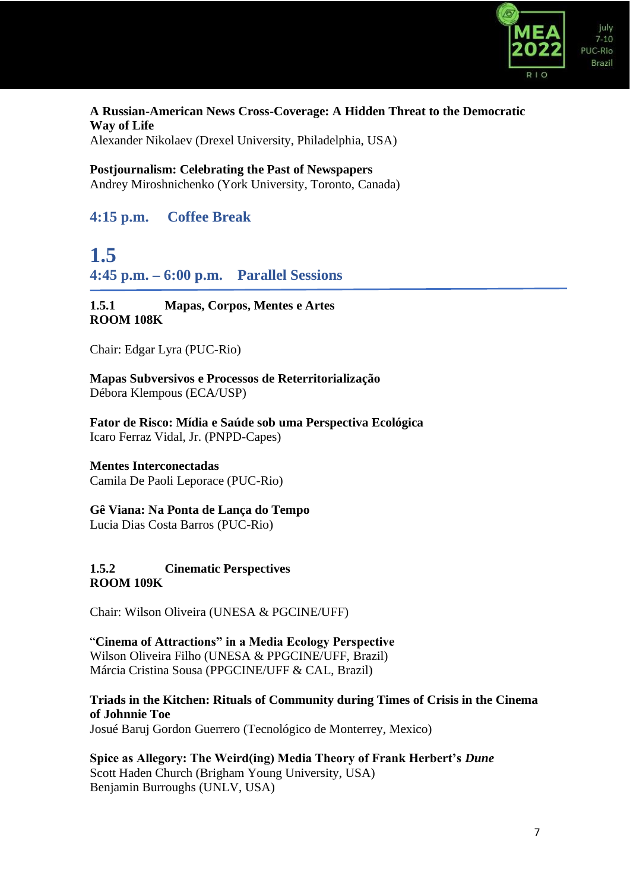**A Russian-American News Cross-Coverage: A Hidden Threat to the Democratic Way of Life**
Alexander Nikolaev (Drexel University, Philadelphia, USA)

**Postjournalism: Celebrating the Past of Newspapers**
Andrey Miroshnichenko (York University, Toronto, Canada)

## 4:15 p.m. Coffee Break

## 1.5
## 4:45 p.m. – 6:00 p.m. Parallel Sessions

**1.5.1 Mapas, Corpos, Mentes e Artes**
**ROOM 108K**

Chair: Edgar Lyra (PUC-Rio)

**Mapas Subversivos e Processos de Reterritorialização**
Débora Klempous (ECA/USP)

**Fator de Risco: Mídia e Saúde sob uma Perspectiva Ecológica**
Icaro Ferraz Vidal, Jr. (PNPD-Capes)

**Mentes Interconectadas**
Camila De Paoli Leporace (PUC-Rio)

**Gê Viana: Na Ponta de Lança do Tempo**
Lucia Dias Costa Barros (PUC-Rio)

**1.5.2 Cinematic Perspectives**
**ROOM 109K**

Chair: Wilson Oliveira (UNESA & PGCINE/UFF)

“**Cinema of Attractions” in a Media Ecology Perspective**
Wilson Oliveira Filho (UNESA & PPGCINE/UFF, Brazil)
Márcia Cristina Sousa (PPGCINE/UFF & CAL, Brazil)

**Triads in the Kitchen: Rituals of Community during Times of Crisis in the Cinema of Johnnie Toe**
Josué Baruj Gordon Guerrero (Tecnológico de Monterrey, Mexico)

**Spice as Allegory: The Weird(ing) Media Theory of Frank Herbert’s *Dune***
Scott Haden Church (Brigham Young University, USA)
Benjamin Burroughs (UNLV, USA)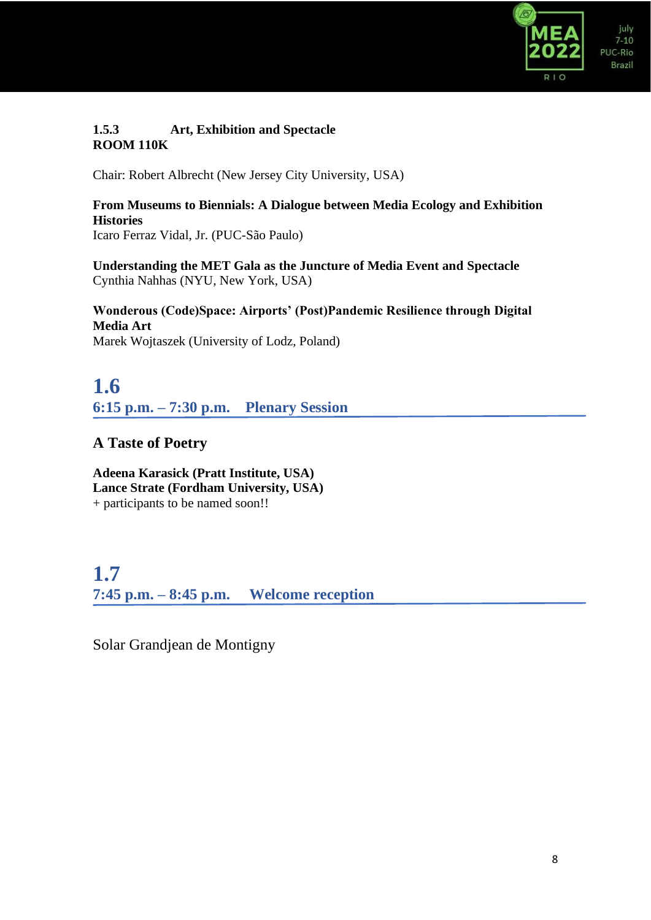**1.5.3 Art, Exhibition and Spectacle**
**ROOM 110K**

Chair: Robert Albrecht (New Jersey City University, USA)

**From Museums to Biennials: A Dialogue between Media Ecology and Exhibition Histories**
Icaro Ferraz Vidal, Jr. (PUC-São Paulo)

**Understanding the MET Gala as the Juncture of Media Event and Spectacle**
Cynthia Nahhas (NYU, New York, USA)

**Wonderous (Code)Space: Airports' (Post)Pandemic Resilience through Digital Media Art**
Marek Wojtaszek (University of Lodz, Poland)

## 1.6
## 6:15 p.m. – 7:30 p.m. Plenary Session

### A Taste of Poetry

**Adeena Karasick (Pratt Institute, USA)**
**Lance Strate (Fordham University, USA)**
+ participants to be named soon!!

## 1.7
## 7:45 p.m. – 8:45 p.m. Welcome reception

Solar Grandjean de Montigny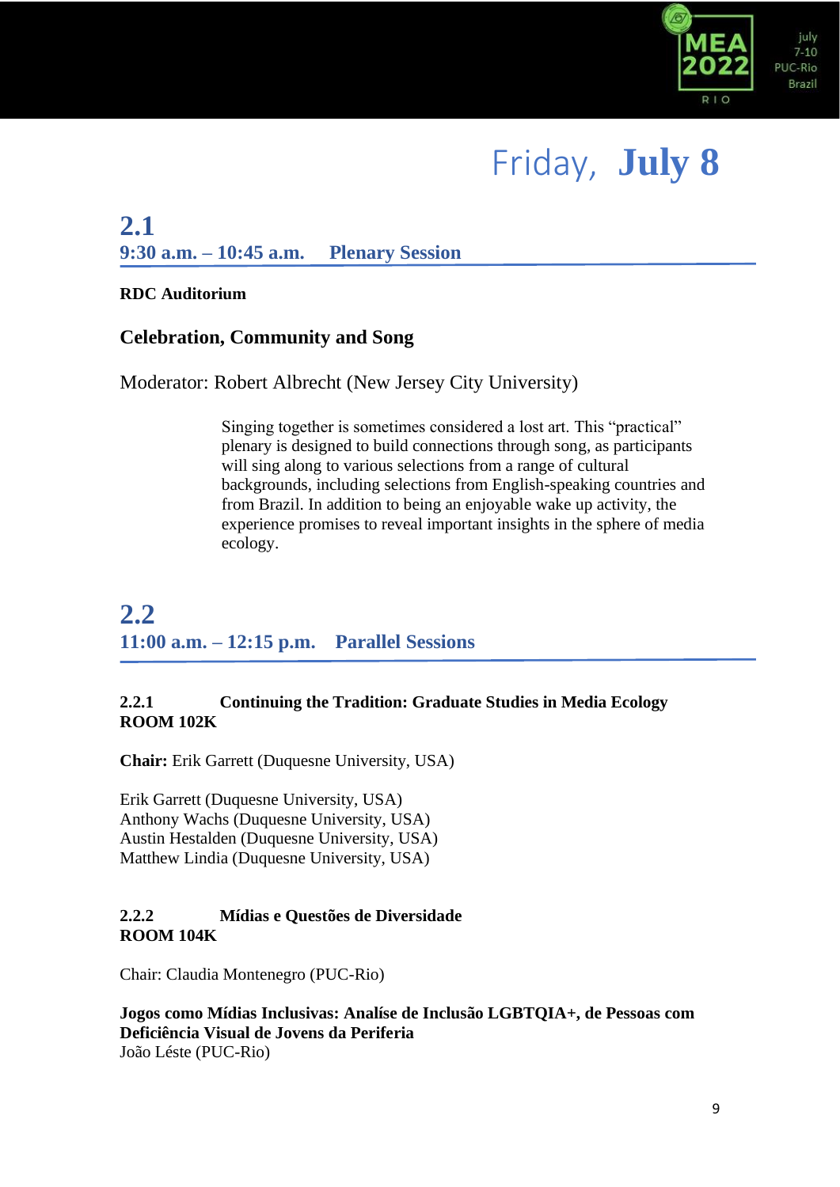# Friday, **July 8**

## 2.1
## 9:30 a.m. – 10:45 a.m. Plenary Session

**RDC Auditorium**

### Celebration, Community and Song

Moderator: Robert Albrecht (New Jersey City University)

> Singing together is sometimes considered a lost art. This "practical" plenary is designed to build connections through song, as participants will sing along to various selections from a range of cultural backgrounds, including selections from English-speaking countries and from Brazil. In addition to being an enjoyable wake up activity, the experience promises to reveal important insights in the sphere of media ecology.

## 2.2
## 11:00 a.m. – 12:15 p.m. Parallel Sessions

**2.2.1 Continuing the Tradition: Graduate Studies in Media Ecology**
**ROOM 102K**

**Chair:** Erik Garrett (Duquesne University, USA)

Erik Garrett (Duquesne University, USA)
Anthony Wachs (Duquesne University, USA)
Austin Hestalden (Duquesne University, USA)
Matthew Lindia (Duquesne University, USA)

**2.2.2 Mídias e Questões de Diversidade**
**ROOM 104K**

Chair: Claudia Montenegro (PUC-Rio)

**Jogos como Mídias Inclusivas: Analíse de Inclusão LGBTQIA+, de Pessoas com Deficiência Visual de Jovens da Periferia**
João Léste (PUC-Rio)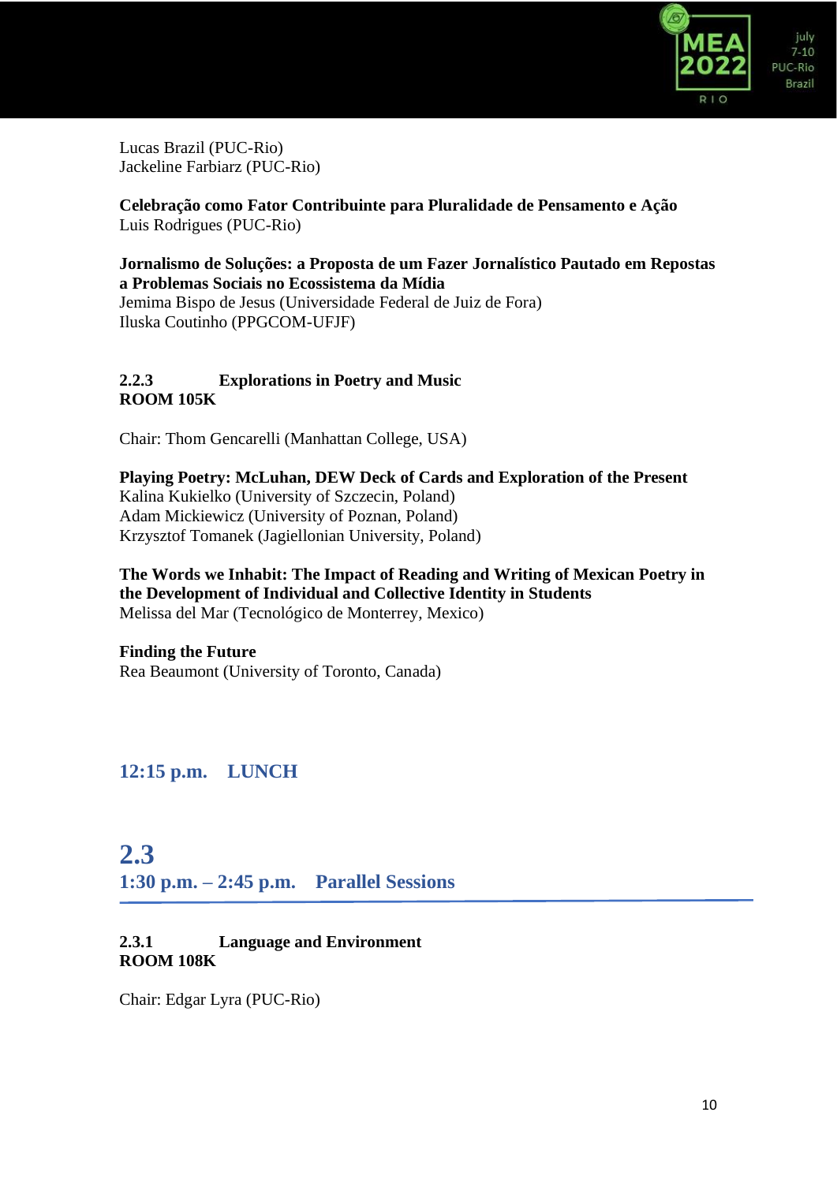Lucas Brazil (PUC-Rio)
Jackeline Farbiarz (PUC-Rio)

**Celebração como Fator Contribuinte para Pluralidade de Pensamento e Ação**
Luis Rodrigues (PUC-Rio)

**Jornalismo de Soluções: a Proposta de um Fazer Jornalístico Pautado em Repostas a Problemas Sociais no Ecossistema da Mídia**
Jemima Bispo de Jesus (Universidade Federal de Juiz de Fora)
Iluska Coutinho (PPGCOM-UFJF)

**2.2.3 Explorations in Poetry and Music**
**ROOM 105K**

Chair: Thom Gencarelli (Manhattan College, USA)

**Playing Poetry: McLuhan, DEW Deck of Cards and Exploration of the Present**
Kalina Kukielko (University of Szczecin, Poland)
Adam Mickiewicz (University of Poznan, Poland)
Krzysztof Tomanek (Jagiellonian University, Poland)

**The Words we Inhabit: The Impact of Reading and Writing of Mexican Poetry in the Development of Individual and Collective Identity in Students**
Melissa del Mar (Tecnológico de Monterrey, Mexico)

**Finding the Future**
Rea Beaumont (University of Toronto, Canada)

## 12:15 p.m. LUNCH

# 2.3
## 1:30 p.m. – 2:45 p.m. Parallel Sessions

**2.3.1 Language and Environment**
**ROOM 108K**

Chair: Edgar Lyra (PUC-Rio)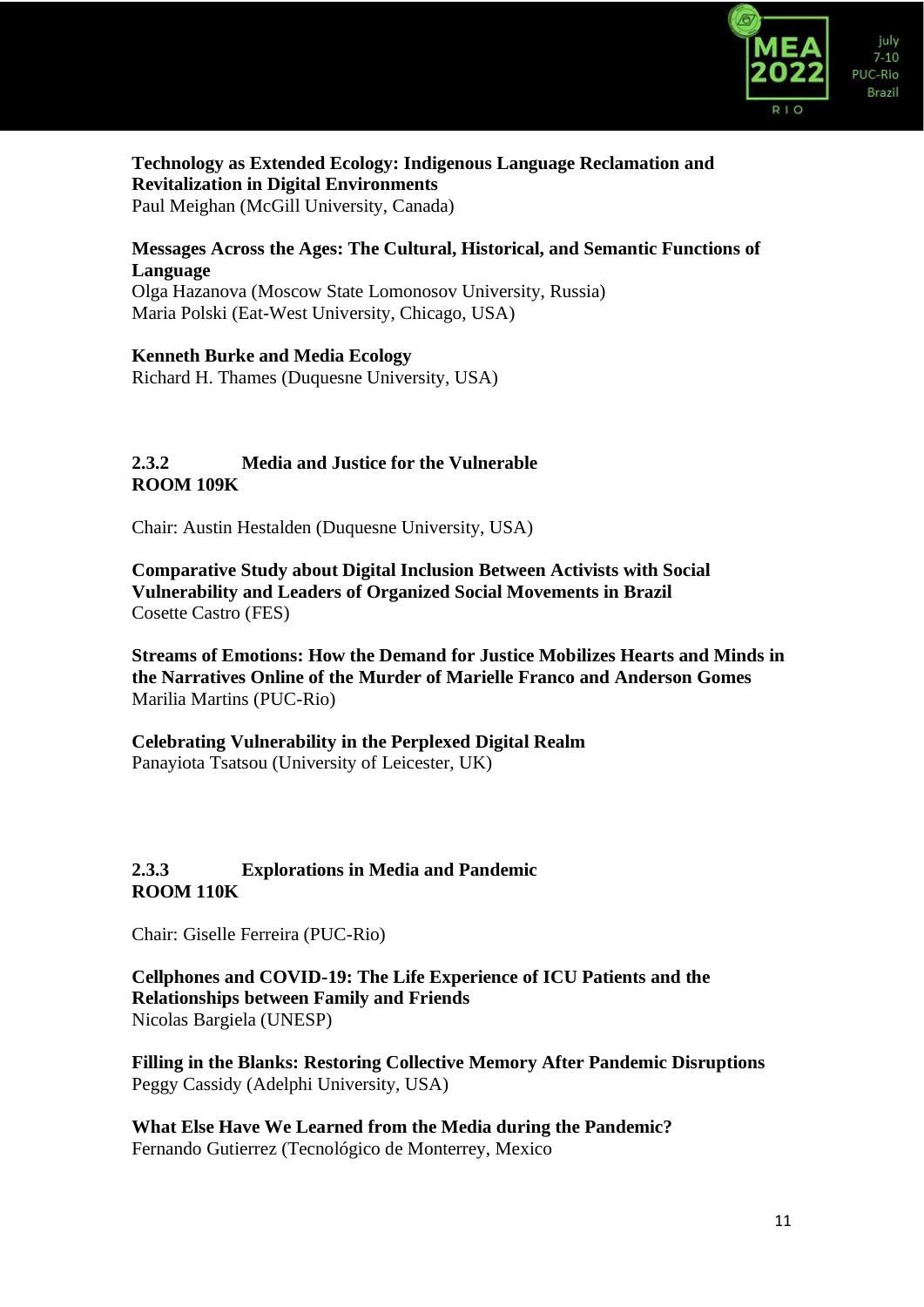**Technology as Extended Ecology: Indigenous Language Reclamation and Revitalization in Digital Environments**
Paul Meighan (McGill University, Canada)

**Messages Across the Ages: The Cultural, Historical, and Semantic Functions of Language**
Olga Hazanova (Moscow State Lomonosov University, Russia)
Maria Polski (Eat-West University, Chicago, USA)

**Kenneth Burke and Media Ecology**
Richard H. Thames (Duquesne University, USA)

### 2.3.2 Media and Justice for the Vulnerable
### ROOM 109K

Chair: Austin Hestalden (Duquesne University, USA)

**Comparative Study about Digital Inclusion Between Activists with Social Vulnerability and Leaders of Organized Social Movements in Brazil**
Cosette Castro (FES)

**Streams of Emotions: How the Demand for Justice Mobilizes Hearts and Minds in the Narratives Online of the Murder of Marielle Franco and Anderson Gomes**
Marilia Martins (PUC-Rio)

**Celebrating Vulnerability in the Perplexed Digital Realm**
Panayiota Tsatsou (University of Leicester, UK)

### 2.3.3 Explorations in Media and Pandemic
### ROOM 110K

Chair: Giselle Ferreira (PUC-Rio)

**Cellphones and COVID-19: The Life Experience of ICU Patients and the Relationships between Family and Friends**
Nicolas Bargiela (UNESP)

**Filling in the Blanks: Restoring Collective Memory After Pandemic Disruptions**
Peggy Cassidy (Adelphi University, USA)

**What Else Have We Learned from the Media during the Pandemic?**
Fernando Gutierrez (Tecnológico de Monterrey, Mexico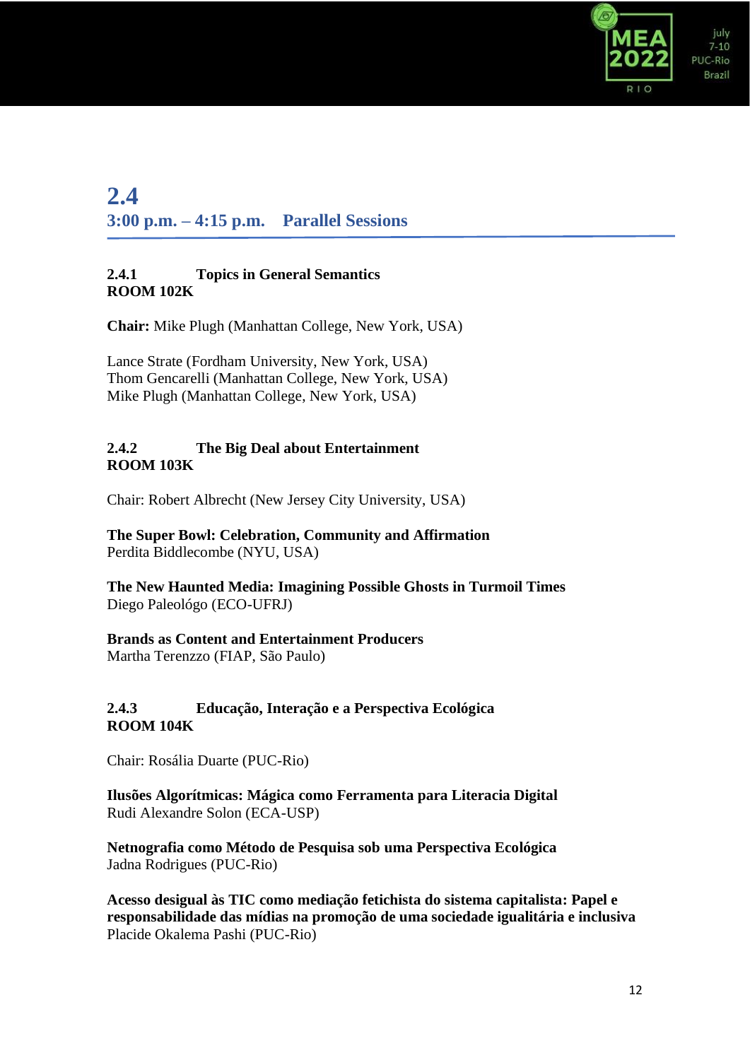## 2.4
## 3:00 p.m. – 4:15 p.m. Parallel Sessions

**2.4.1 Topics in General Semantics**
**ROOM 102K**

**Chair:** Mike Plugh (Manhattan College, New York, USA)

Lance Strate (Fordham University, New York, USA)
Thom Gencarelli (Manhattan College, New York, USA)
Mike Plugh (Manhattan College, New York, USA)

**2.4.2 The Big Deal about Entertainment**
**ROOM 103K**

Chair: Robert Albrecht (New Jersey City University, USA)

**The Super Bowl: Celebration, Community and Affirmation**
Perdita Biddlecombe (NYU, USA)

**The New Haunted Media: Imagining Possible Ghosts in Turmoil Times**
Diego Paleológo (ECO-UFRJ)

**Brands as Content and Entertainment Producers**
Martha Terenzzo (FIAP, São Paulo)

**2.4.3 Educação, Interação e a Perspectiva Ecológica**
**ROOM 104K**

Chair: Rosália Duarte (PUC-Rio)

**Ilusões Algorítmicas: Mágica como Ferramenta para Literacia Digital**
Rudi Alexandre Solon (ECA-USP)

**Netnografia como Método de Pesquisa sob uma Perspectiva Ecológica**
Jadna Rodrigues (PUC-Rio)

**Acesso desigual às TIC como mediação fetichista do sistema capitalista: Papel e responsabilidade das mídias na promoção de uma sociedade igualitária e inclusiva**
Placide Okalema Pashi (PUC-Rio)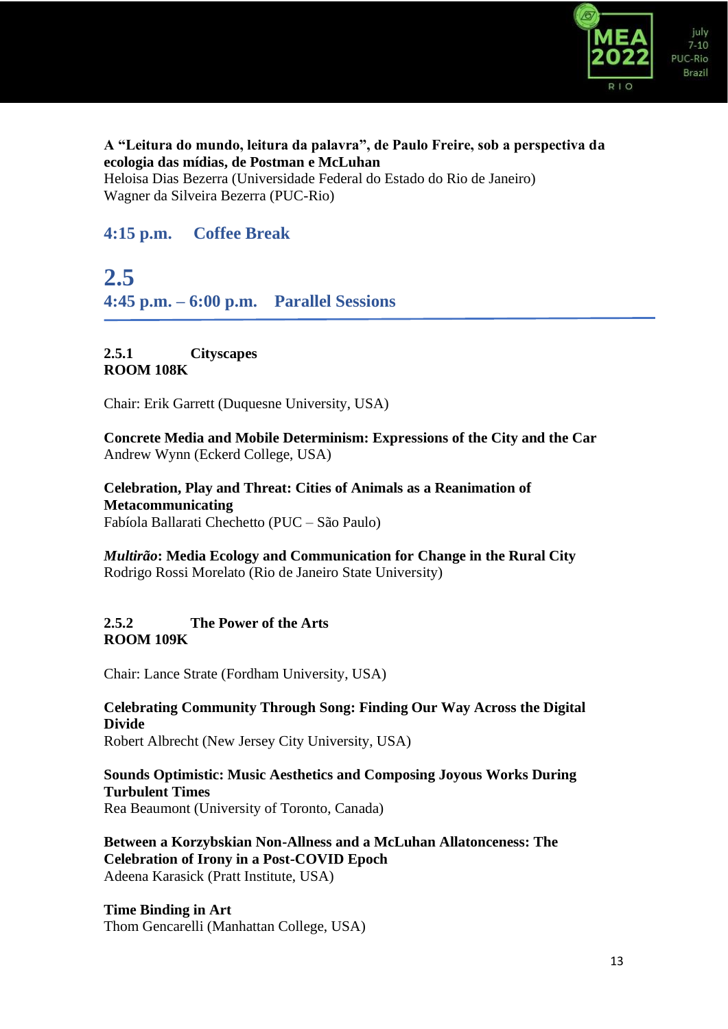**A "Leitura do mundo, leitura da palavra", de Paulo Freire, sob a perspectiva da ecologia das mídias, de Postman e McLuhan**
Heloisa Dias Bezerra (Universidade Federal do Estado do Rio de Janeiro)
Wagner da Silveira Bezerra (PUC-Rio)

### 4:15 p.m. Coffee Break

## 2.5

### 4:45 p.m. – 6:00 p.m. Parallel Sessions

**2.5.1 Cityscapes**
**ROOM 108K**

Chair: Erik Garrett (Duquesne University, USA)

**Concrete Media and Mobile Determinism: Expressions of the City and the Car**
Andrew Wynn (Eckerd College, USA)

**Celebration, Play and Threat: Cities of Animals as a Reanimation of Metacommunicating**
Fabíola Ballarati Chechetto (PUC – São Paulo)

***Multirão*: Media Ecology and Communication for Change in the Rural City**
Rodrigo Rossi Morelato (Rio de Janeiro State University)

**2.5.2 The Power of the Arts**
**ROOM 109K**

Chair: Lance Strate (Fordham University, USA)

**Celebrating Community Through Song: Finding Our Way Across the Digital Divide**
Robert Albrecht (New Jersey City University, USA)

**Sounds Optimistic: Music Aesthetics and Composing Joyous Works During Turbulent Times**
Rea Beaumont (University of Toronto, Canada)

**Between a Korzybskian Non-Allness and a McLuhan Allatonceness: The Celebration of Irony in a Post-COVID Epoch**
Adeena Karasick (Pratt Institute, USA)

**Time Binding in Art**
Thom Gencarelli (Manhattan College, USA)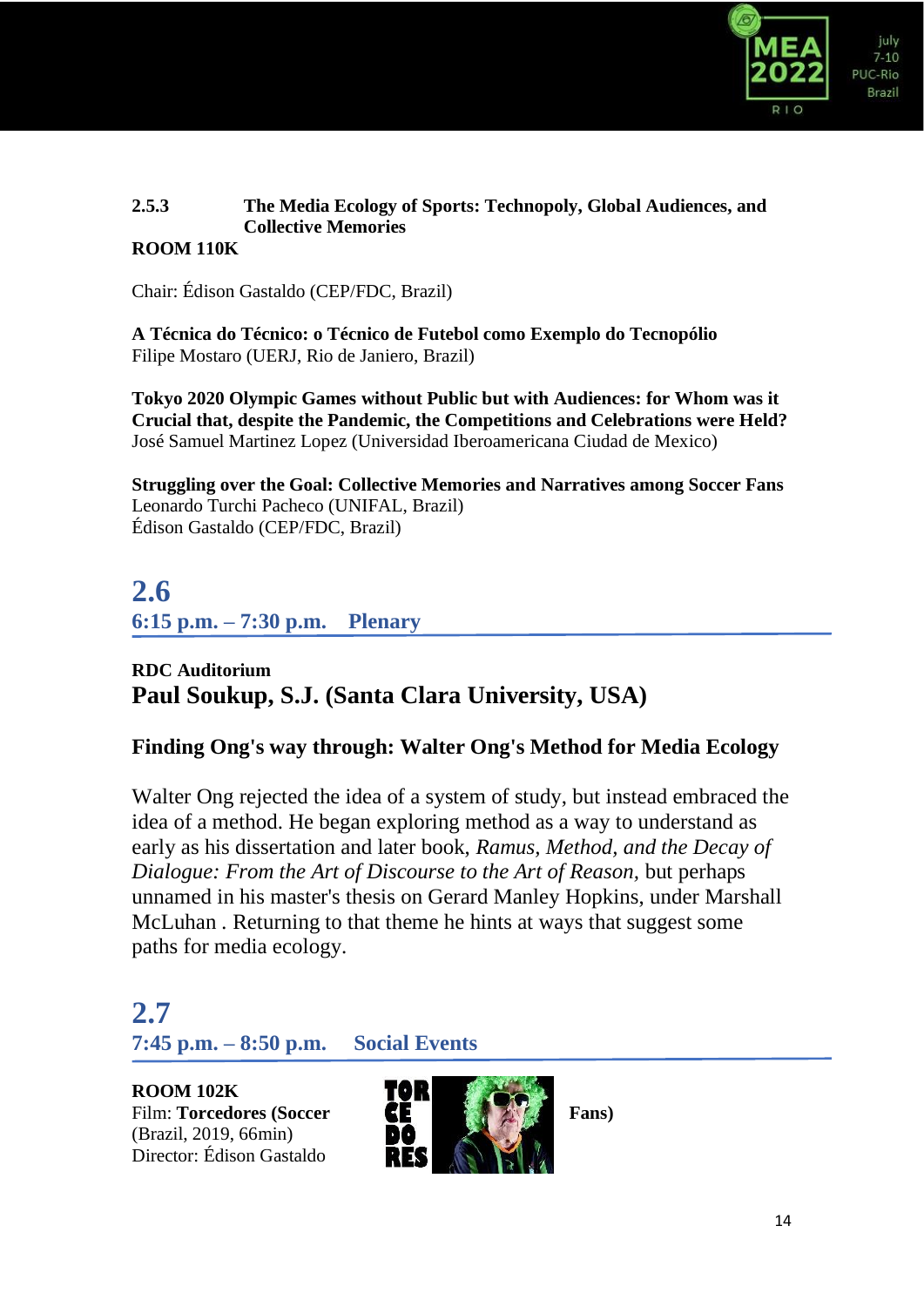**2.5.3 The Media Ecology of Sports: Technopoly, Global Audiences, and Collective Memories**

**ROOM 110K**

Chair: Édison Gastaldo (CEP/FDC, Brazil)

**A Técnica do Técnico: o Técnico de Futebol como Exemplo do Tecnopólio**
Filipe Mostaro (UERJ, Rio de Janiero, Brazil)

**Tokyo 2020 Olympic Games without Public but with Audiences: for Whom was it Crucial that, despite the Pandemic, the Competitions and Celebrations were Held?**
José Samuel Martinez Lopez (Universidad Iberoamericana Ciudad de Mexico)

**Struggling over the Goal: Collective Memories and Narratives among Soccer Fans**
Leonardo Turchi Pacheco (UNIFAL, Brazil)
Édison Gastaldo (CEP/FDC, Brazil)

## 2.6

### 6:15 p.m. – 7:30 p.m. Plenary

**RDC Auditorium**

### Paul Soukup, S.J. (Santa Clara University, USA)

### Finding Ong's way through: Walter Ong's Method for Media Ecology

Walter Ong rejected the idea of a system of study, but instead embraced the idea of a method. He began exploring method as a way to understand as early as his dissertation and later book, *Ramus, Method, and the Decay of Dialogue: From the Art of Discourse to the Art of Reason*, but perhaps unnamed in his master's thesis on Gerard Manley Hopkins, under Marshall McLuhan . Returning to that theme he hints at ways that suggest some paths for media ecology.

## 2.7

### 7:45 p.m. – 8:50 p.m. Social Events

**ROOM 102K**
Film: **Torcedores (Soccer Fans)**
(Brazil, 2019, 66min)
Director: Édison Gastaldo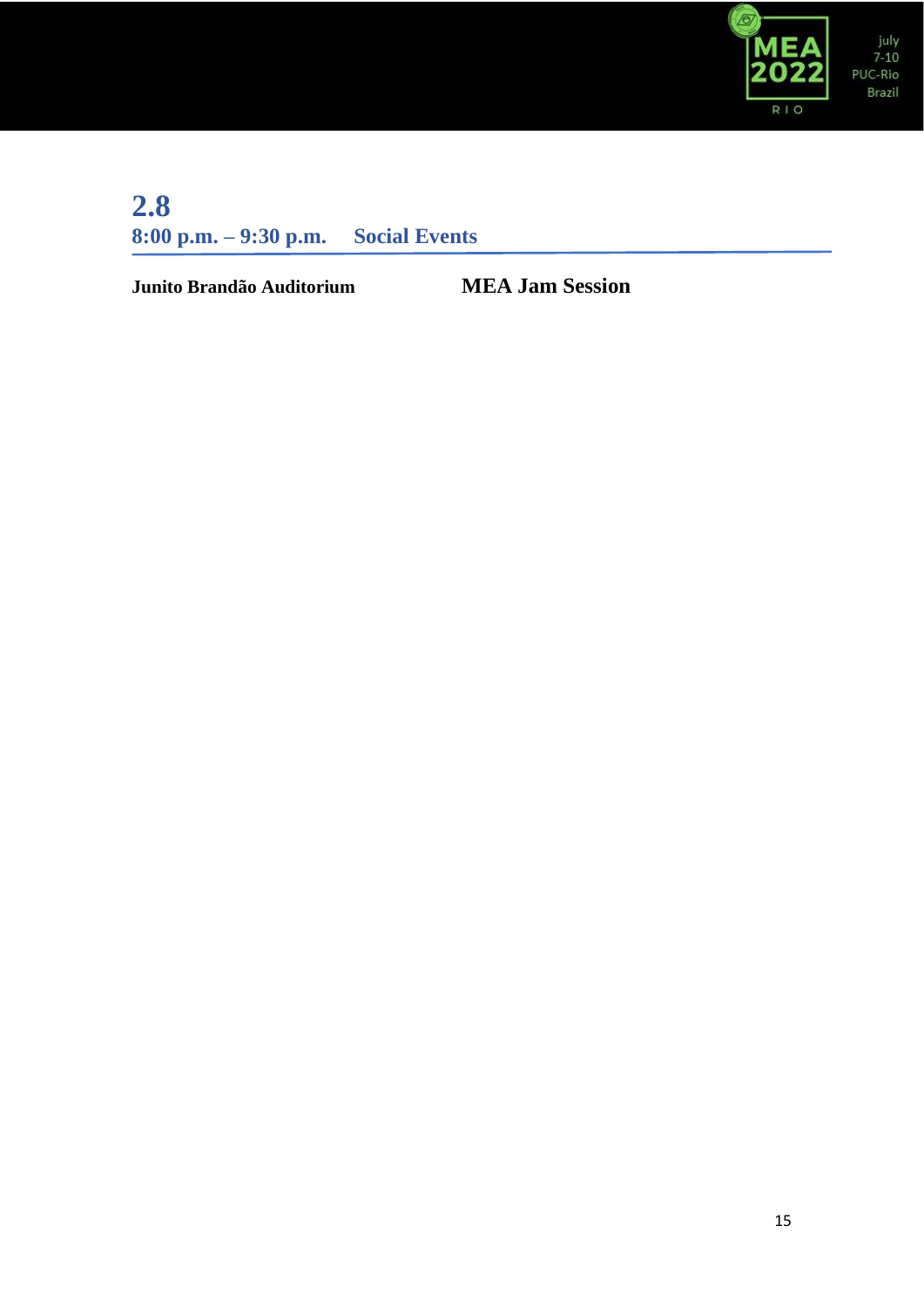## 2.8
### 8:00 p.m. – 9:30 p.m. Social Events

**Junito Brandão Auditorium** **MEA Jam Session**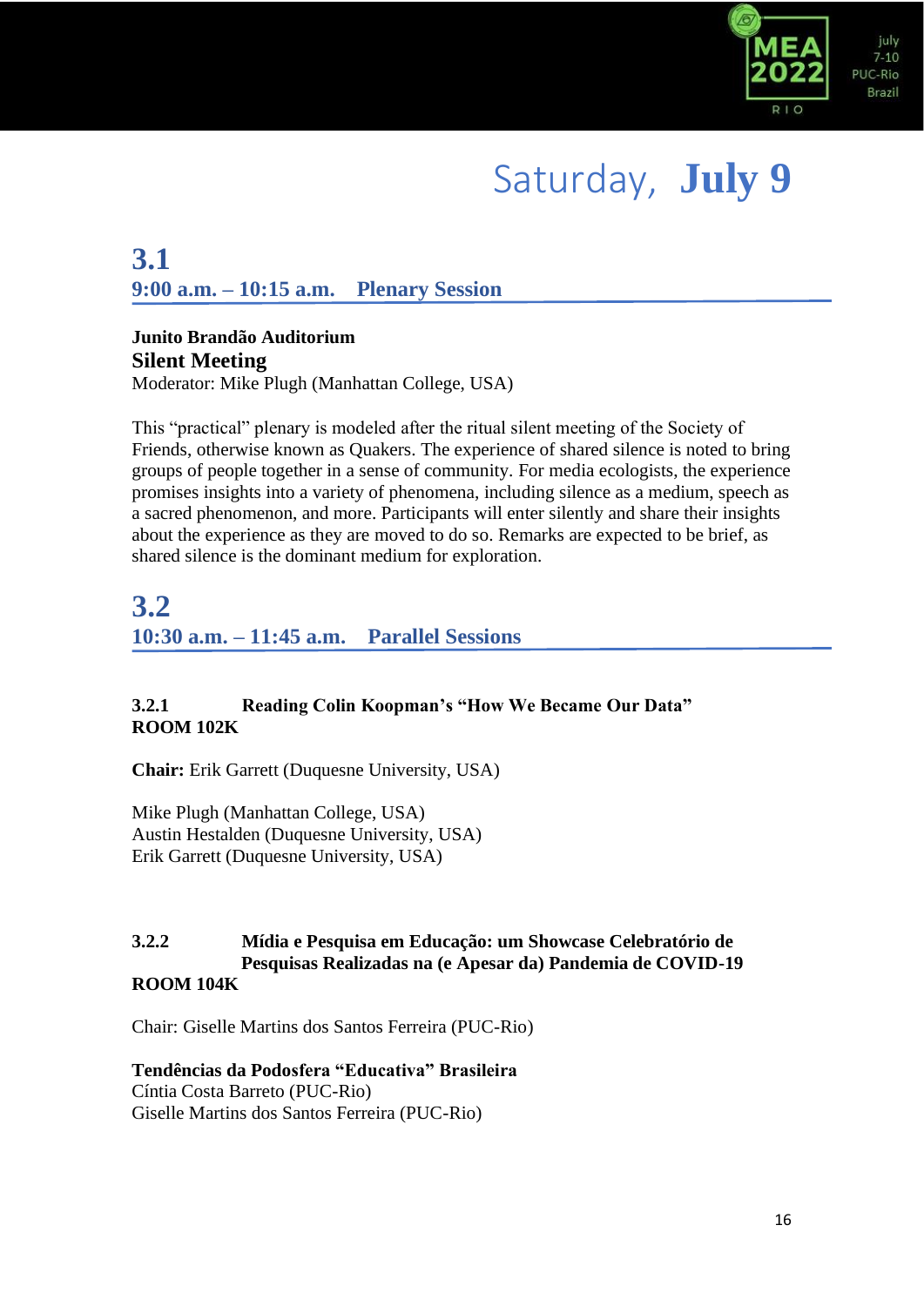# Saturday, **July 9**

## 3.1

### 9:00 a.m. – 10:15 a.m. Plenary Session

**Junito Brandão Auditorium**

**Silent Meeting**

Moderator: Mike Plugh (Manhattan College, USA)

This "practical" plenary is modeled after the ritual silent meeting of the Society of Friends, otherwise known as Quakers. The experience of shared silence is noted to bring groups of people together in a sense of community. For media ecologists, the experience promises insights into a variety of phenomena, including silence as a medium, speech as a sacred phenomenon, and more. Participants will enter silently and share their insights about the experience as they are moved to do so. Remarks are expected to be brief, as shared silence is the dominant medium for exploration.

## 3.2

### 10:30 a.m. – 11:45 a.m. Parallel Sessions

**3.2.1 Reading Colin Koopman's "How We Became Our Data"**
**ROOM 102K**

**Chair:** Erik Garrett (Duquesne University, USA)

Mike Plugh (Manhattan College, USA)
Austin Hestalden (Duquesne University, USA)
Erik Garrett (Duquesne University, USA)

**3.2.2 Mídia e Pesquisa em Educação: um Showcase Celebratório de Pesquisas Realizadas na (e Apesar da) Pandemia de COVID-19**
**ROOM 104K**

Chair: Giselle Martins dos Santos Ferreira (PUC-Rio)

**Tendências da Podosfera "Educativa" Brasileira**
Cíntia Costa Barreto (PUC-Rio)
Giselle Martins dos Santos Ferreira (PUC-Rio)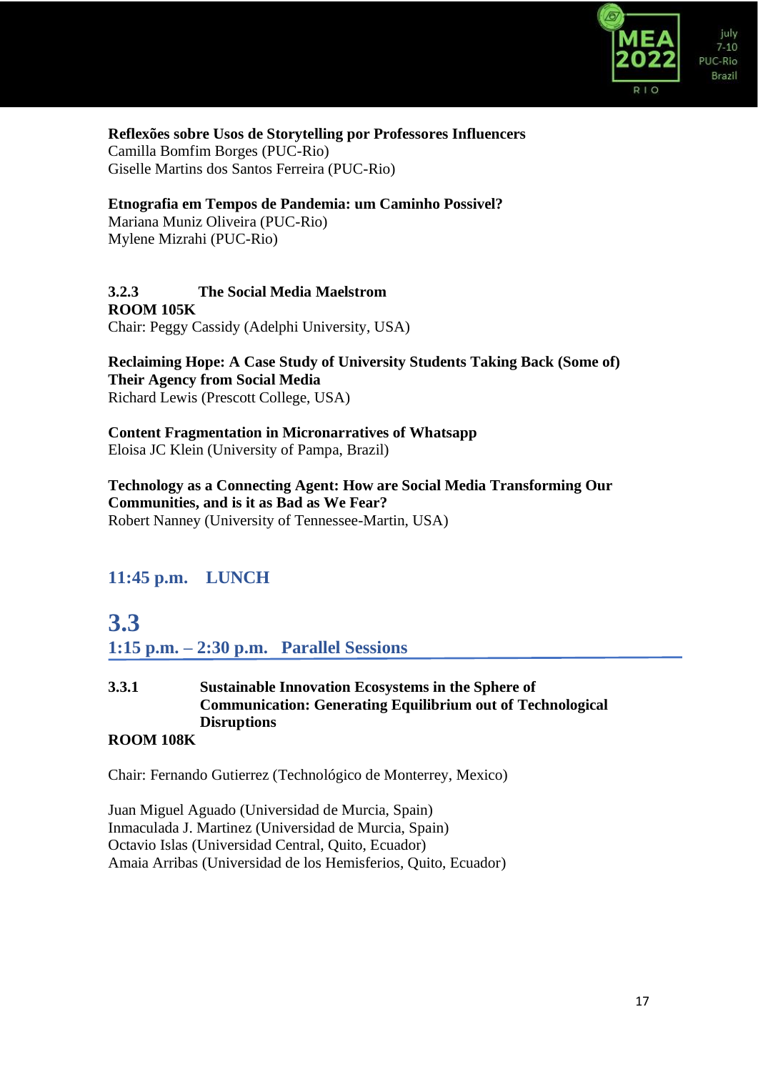**Reflexões sobre Usos de Storytelling por Professores Influencers**
Camilla Bomfim Borges (PUC-Rio)
Giselle Martins dos Santos Ferreira (PUC-Rio)

**Etnografia em Tempos de Pandemia: um Caminho Possivel?**
Mariana Muniz Oliveira (PUC-Rio)
Mylene Mizrahi (PUC-Rio)

**3.2.3 The Social Media Maelstrom**
**ROOM 105K**
Chair: Peggy Cassidy (Adelphi University, USA)

**Reclaiming Hope: A Case Study of University Students Taking Back (Some of) Their Agency from Social Media**
Richard Lewis (Prescott College, USA)

**Content Fragmentation in Micronarratives of Whatsapp**
Eloisa JC Klein (University of Pampa, Brazil)

**Technology as a Connecting Agent: How are Social Media Transforming Our Communities, and is it as Bad as We Fear?**
Robert Nanney (University of Tennessee-Martin, USA)

### 11:45 p.m. LUNCH

## 3.3
### 1:15 p.m. – 2:30 p.m. Parallel Sessions

**3.3.1 Sustainable Innovation Ecosystems in the Sphere of Communication: Generating Equilibrium out of Technological Disruptions**
**ROOM 108K**

Chair: Fernando Gutierrez (Technológico de Monterrey, Mexico)

Juan Miguel Aguado (Universidad de Murcia, Spain)
Inmaculada J. Martinez (Universidad de Murcia, Spain)
Octavio Islas (Universidad Central, Quito, Ecuador)
Amaia Arribas (Universidad de los Hemisferios, Quito, Ecuador)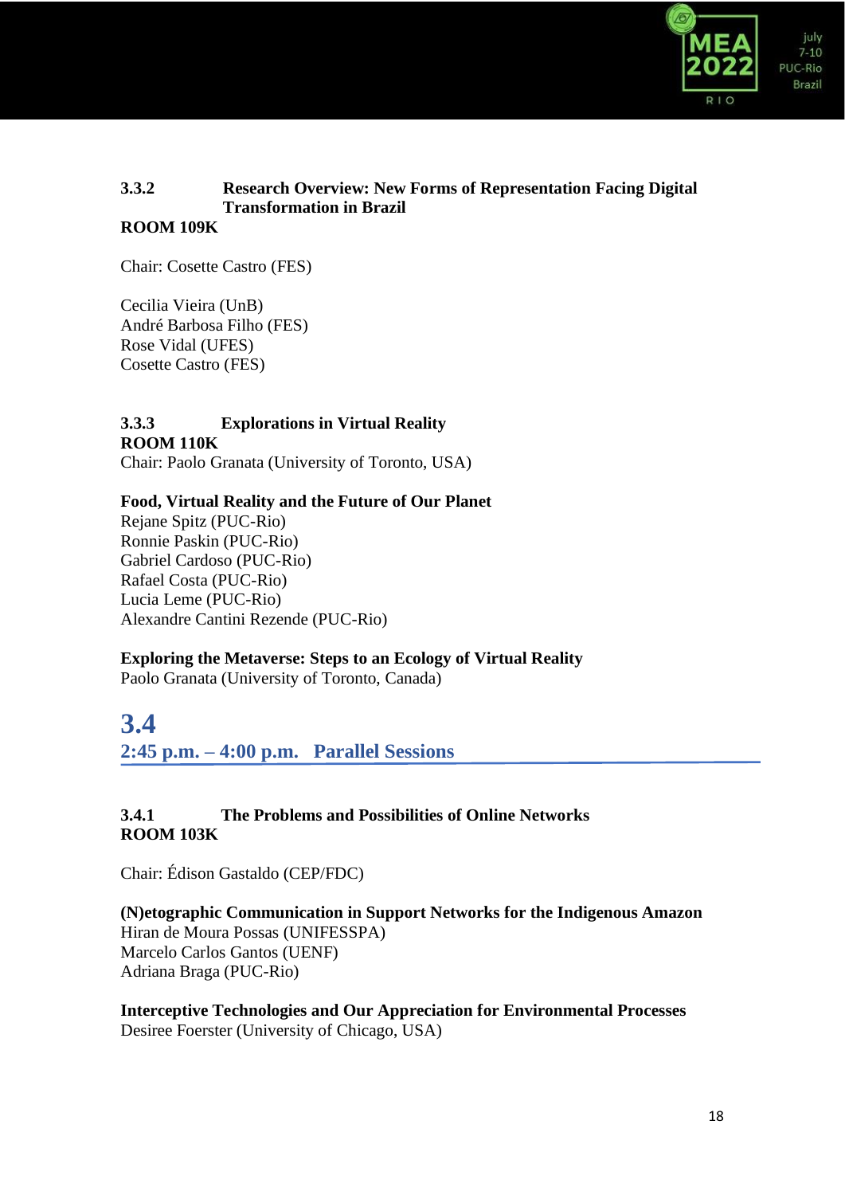### 3.3.2 Research Overview: New Forms of Representation Facing Digital Transformation in Brazil

**ROOM 109K**

Chair: Cosette Castro (FES)

Cecilia Vieira (UnB)
André Barbosa Filho (FES)
Rose Vidal (UFES)
Cosette Castro (FES)

### 3.3.3 Explorations in Virtual Reality

**ROOM 110K**

Chair: Paolo Granata (University of Toronto, USA)

**Food, Virtual Reality and the Future of Our Planet**
Rejane Spitz (PUC-Rio)
Ronnie Paskin (PUC-Rio)
Gabriel Cardoso (PUC-Rio)
Rafael Costa (PUC-Rio)
Lucia Leme (PUC-Rio)
Alexandre Cantini Rezende (PUC-Rio)

**Exploring the Metaverse: Steps to an Ecology of Virtual Reality**
Paolo Granata (University of Toronto, Canada)

## 3.4

## 2:45 p.m. – 4:00 p.m. Parallel Sessions

### 3.4.1 The Problems and Possibilities of Online Networks

**ROOM 103K**

Chair: Édison Gastaldo (CEP/FDC)

**(N)etographic Communication in Support Networks for the Indigenous Amazon**
Hiran de Moura Possas (UNIFESSPA)
Marcelo Carlos Gantos (UENF)
Adriana Braga (PUC-Rio)

**Interceptive Technologies and Our Appreciation for Environmental Processes**
Desiree Foerster (University of Chicago, USA)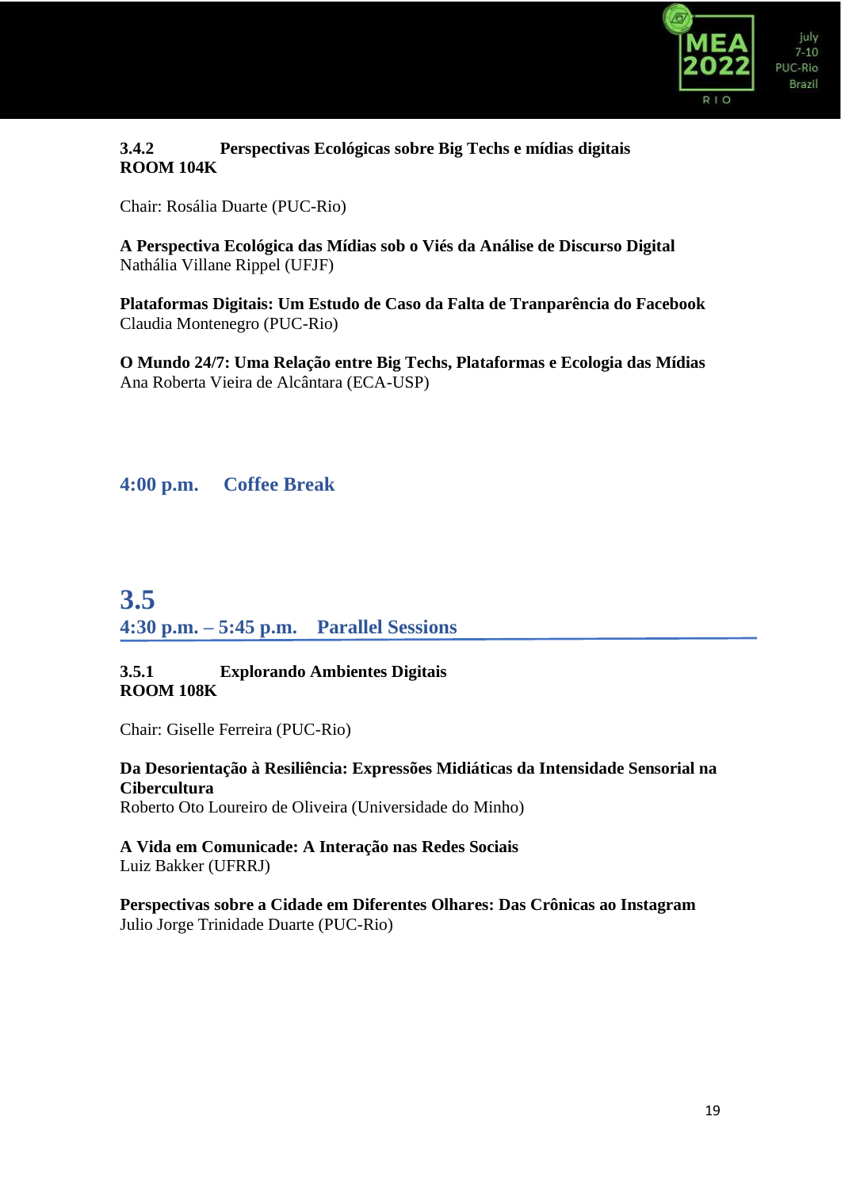**3.4.2 Perspectivas Ecológicas sobre Big Techs e mídias digitais**
**ROOM 104K**

Chair: Rosália Duarte (PUC-Rio)

**A Perspectiva Ecológica das Mídias sob o Viés da Análise de Discurso Digital**
Nathália Villane Rippel (UFJF)

**Plataformas Digitais: Um Estudo de Caso da Falta de Tranparência do Facebook**
Claudia Montenegro (PUC-Rio)

**O Mundo 24/7: Uma Relação entre Big Techs, Plataformas e Ecologia das Mídias**
Ana Roberta Vieira de Alcântara (ECA-USP)

## 4:00 p.m. Coffee Break

# 3.5

## 4:30 p.m. – 5:45 p.m. Parallel Sessions

**3.5.1 Explorando Ambientes Digitais**
**ROOM 108K**

Chair: Giselle Ferreira (PUC-Rio)

**Da Desorientação à Resiliência: Expressões Midiáticas da Intensidade Sensorial na Cibercultura**
Roberto Oto Loureiro de Oliveira (Universidade do Minho)

**A Vida em Comunicade: A Interação nas Redes Sociais**
Luiz Bakker (UFRRJ)

**Perspectivas sobre a Cidade em Diferentes Olhares: Das Crônicas ao Instagram**
Julio Jorge Trinidade Duarte (PUC-Rio)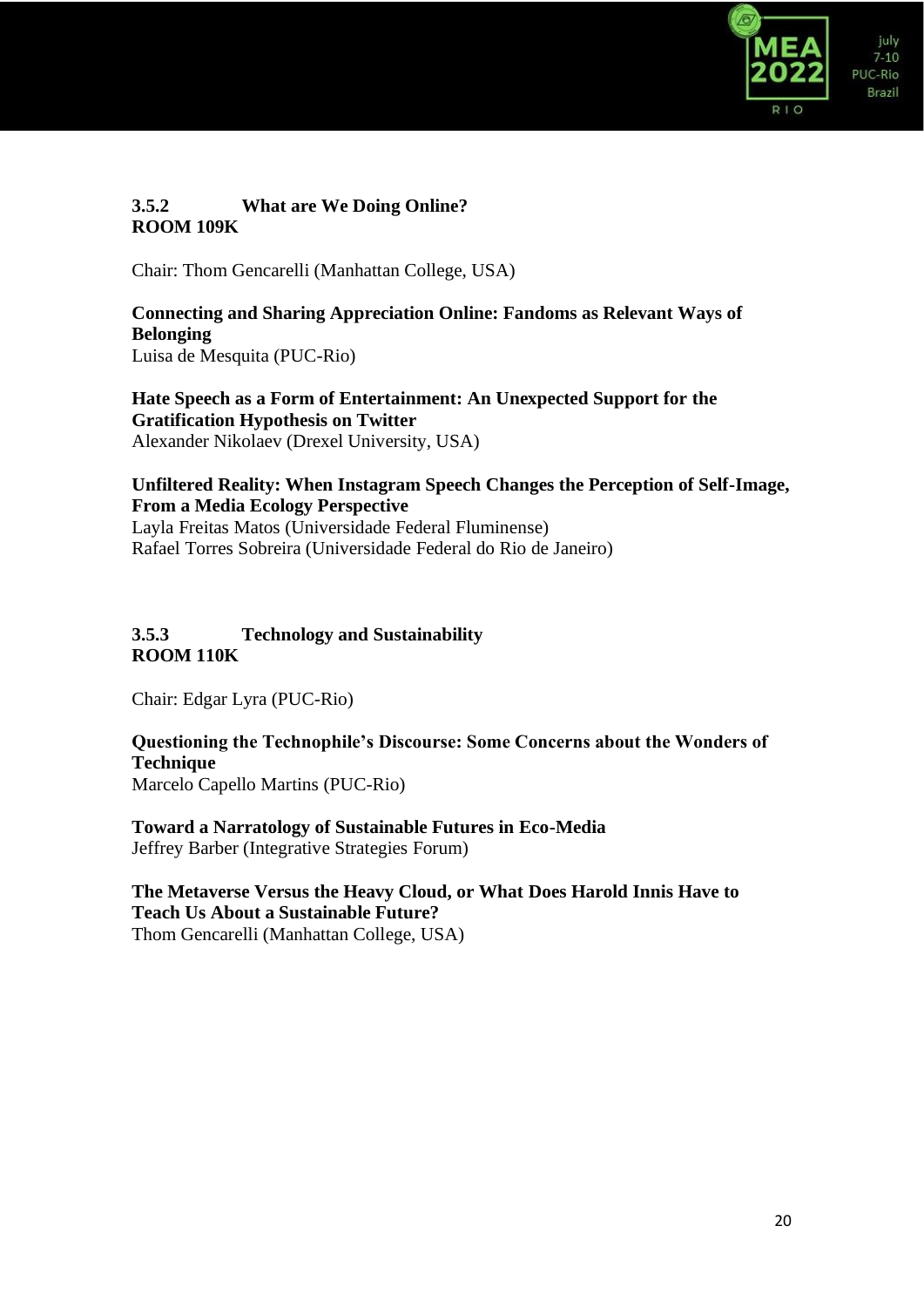### 3.5.2 What are We Doing Online?
**ROOM 109K**

Chair: Thom Gencarelli (Manhattan College, USA)

**Connecting and Sharing Appreciation Online: Fandoms as Relevant Ways of Belonging**
Luisa de Mesquita (PUC-Rio)

**Hate Speech as a Form of Entertainment: An Unexpected Support for the Gratification Hypothesis on Twitter**
Alexander Nikolaev (Drexel University, USA)

**Unfiltered Reality: When Instagram Speech Changes the Perception of Self-Image, From a Media Ecology Perspective**
Layla Freitas Matos (Universidade Federal Fluminense)
Rafael Torres Sobreira (Universidade Federal do Rio de Janeiro)

### 3.5.3 Technology and Sustainability
**ROOM 110K**

Chair: Edgar Lyra (PUC-Rio)

**Questioning the Technophile's Discourse: Some Concerns about the Wonders of Technique**
Marcelo Capello Martins (PUC-Rio)

**Toward a Narratology of Sustainable Futures in Eco-Media**
Jeffrey Barber (Integrative Strategies Forum)

**The Metaverse Versus the Heavy Cloud, or What Does Harold Innis Have to Teach Us About a Sustainable Future?**
Thom Gencarelli (Manhattan College, USA)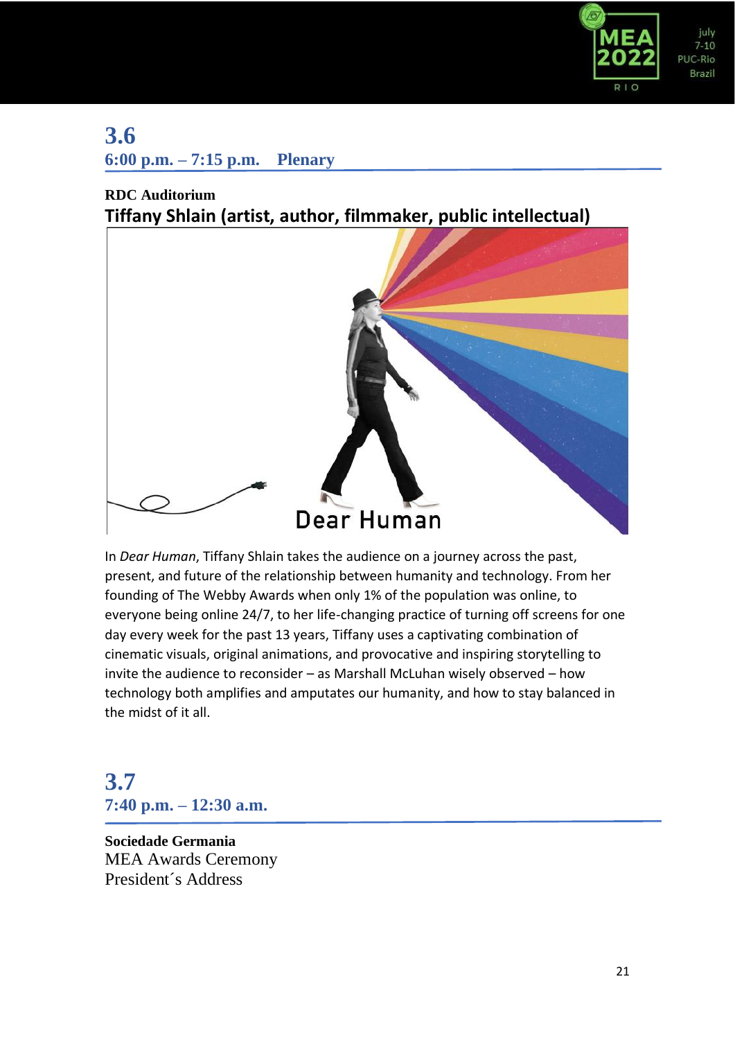## 3.6

**6:00 p.m. – 7:15 p.m. Plenary**

**RDC Auditorium**

**Tiffany Shlain (artist, author, filmmaker, public intellectual)**

In *Dear Human*, Tiffany Shlain takes the audience on a journey across the past, present, and future of the relationship between humanity and technology. From her founding of The Webby Awards when only 1% of the population was online, to everyone being online 24/7, to her life-changing practice of turning off screens for one day every week for the past 13 years, Tiffany uses a captivating combination of cinematic visuals, original animations, and provocative and inspiring storytelling to invite the audience to reconsider – as Marshall McLuhan wisely observed – how technology both amplifies and amputates our humanity, and how to stay balanced in the midst of it all.

## 3.7

**7:40 p.m. – 12:30 a.m.**

**Sociedade Germania**

MEA Awards Ceremony

President´s Address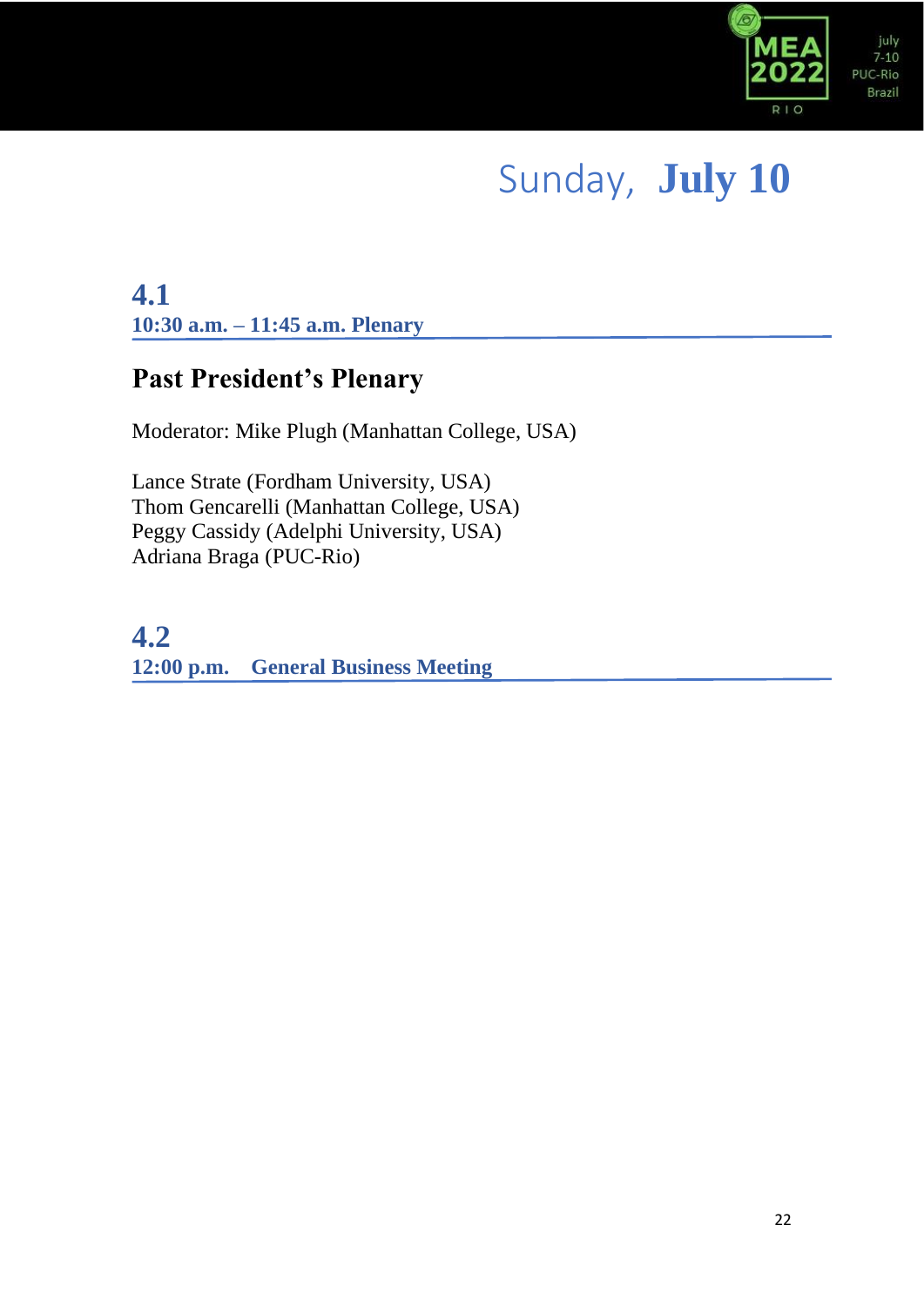# Sunday, **July 10**

## 4.1

**10:30 a.m. – 11:45 a.m. Plenary**

### Past President's Plenary

Moderator: Mike Plugh (Manhattan College, USA)

Lance Strate (Fordham University, USA)
Thom Gencarelli (Manhattan College, USA)
Peggy Cassidy (Adelphi University, USA)
Adriana Braga (PUC-Rio)

## 4.2

**12:00 p.m. General Business Meeting**